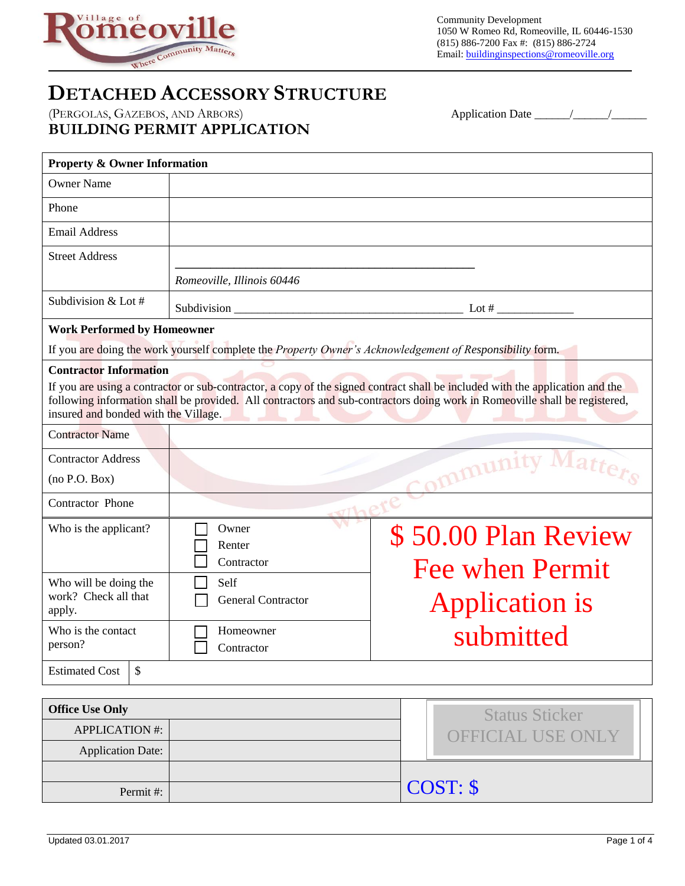Village of Romeoville — Where Community Matters

Community Development
1050 W Romeo Rd, Romeoville, IL 60446-1530
(815) 886-7200 Fax #: (815) 886-2724
Email: buildinginspections@romeoville.org

# DETACHED ACCESSORY STRUCTURE

(PERGOLAS, GAZEBOS, AND ARBORS)

## BUILDING PERMIT APPLICATION

Application Date ______/______/______

| **Property & Owner Information** | |
|---|---|
| Owner Name | |
| Phone | |
| Email Address | |
| Street Address | ___________________________________________ *Romeoville, Illinois 60446* |
| Subdivision & Lot # | Subdivision ___________________________________ Lot # ____________ |

**Work Performed by Homeowner**

If you are doing the work yourself complete the *Property Owner's Acknowledgement of Responsibility* form.

**Contractor Information**

If you are using a contractor or sub-contractor, a copy of the signed contract shall be included with the application and the following information shall be provided. All contractors and sub-contractors doing work in Romeoville shall be registered, insured and bonded with the Village.

| | |
|---|---|
| Contractor Name | |
| Contractor Address (no P.O. Box) | |
| Contractor Phone | |

| | | |
|---|---|---|
| Who is the applicant? | ☐ Owner ☐ Renter ☐ Contractor | $ 50.00 Plan Review Fee when Permit Application is submitted |
| Who will be doing the work? Check all that apply. | ☐ Self ☐ General Contractor | |
| Who is the contact person? | ☐ Homeowner ☐ Contractor | |
| Estimated Cost | $ | |

| **Office Use Only** | | Status Sticker OFFICIAL USE ONLY |
|---|---|---|
| APPLICATION #: | | |
| Application Date: | | |
| | | COST: $ |
| Permit #: | | |

Updated 03.01.2017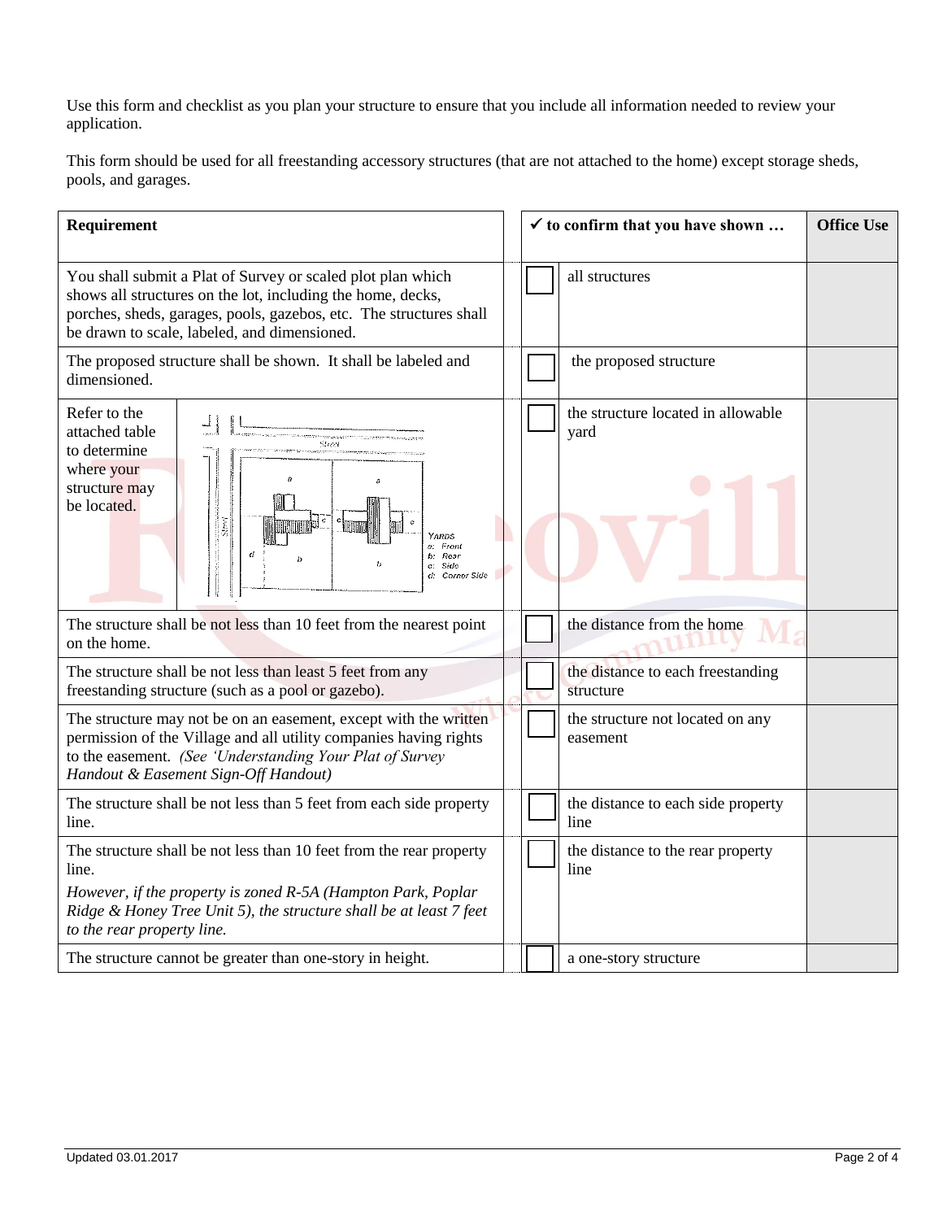Use this form and checklist as you plan your structure to ensure that you include all information needed to review your application.

This form should be used for all freestanding accessory structures (that are not attached to the home) except storage sheds, pools, and garages.

| Requirement | | ✓ to confirm that you have shown … | Office Use |
|---|---|---|---|
| You shall submit a Plat of Survey or scaled plot plan which shows all structures on the lot, including the home, decks, porches, sheds, garages, pools, gazebos, etc. The structures shall be drawn to scale, labeled, and dimensioned. | ☐ | all structures | |
| The proposed structure shall be shown. It shall be labeled and dimensioned. | ☐ | the proposed structure | |
| Refer to the attached table to determine where your structure may be located. (Diagram: Street; Yards — a: Front, b: Rear, c: Side, d: Corner Side) | ☐ | the structure located in allowable yard | |
| The structure shall be not less than 10 feet from the nearest point on the home. | ☐ | the distance from the home | |
| The structure shall be not less than least 5 feet from any freestanding structure (such as a pool or gazebo). | ☐ | the distance to each freestanding structure | |
| The structure may not be on an easement, except with the written permission of the Village and all utility companies having rights to the easement. *(See 'Understanding Your Plat of Survey Handout & Easement Sign-Off Handout)* | ☐ | the structure not located on any easement | |
| The structure shall be not less than 5 feet from each side property line. | ☐ | the distance to each side property line | |
| The structure shall be not less than 10 feet from the rear property line. *However, if the property is zoned R-5A (Hampton Park, Poplar Ridge & Honey Tree Unit 5), the structure shall be at least 7 feet to the rear property line.* | ☐ | the distance to the rear property line | |
| The structure cannot be greater than one-story in height. | ☐ | a one-story structure | |

Updated 03.01.2017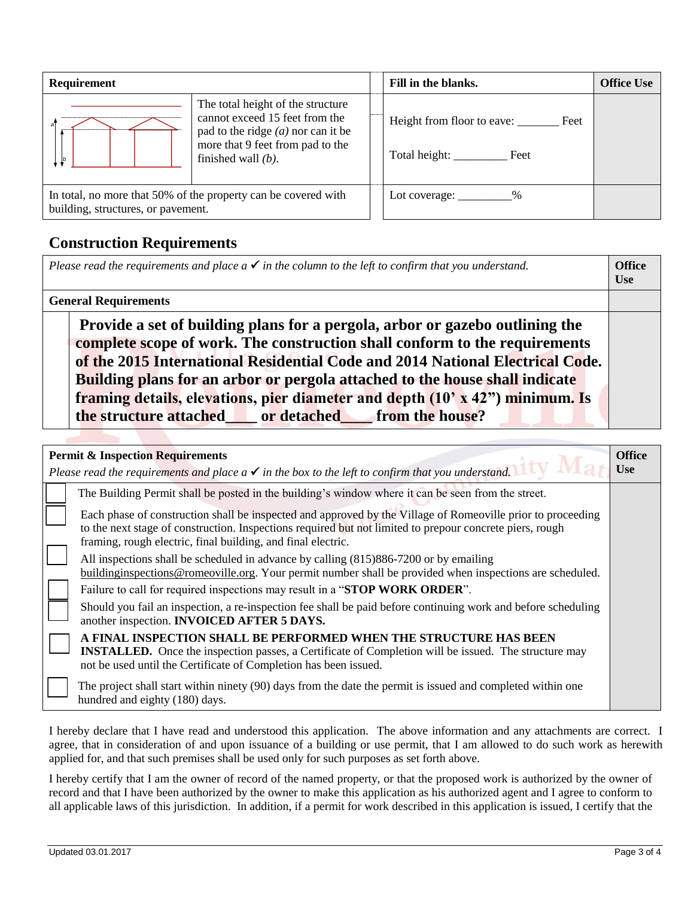| Requirement | | Fill in the blanks. | Office Use |
|---|---|---|---|
| | The total height of the structure cannot exceed 15 feet from the pad to the ridge *(a)* nor can it be more that 9 feet from pad to the finished wall *(b)*. | Height from floor to eave: _______ Feet<br><br>Total height: _________ Feet | |
| In total, no more that 50% of the property can be covered with building, structures, or pavement. | | Lot coverage: _________% | |

## Construction Requirements

| *Please read the requirements and place a ✓ in the column to the left to confirm that you understand.* | | Office Use |
|---|---|---|
| **General Requirements** | | |
| | **Provide a set of building plans for a pergola, arbor or gazebo outlining the complete scope of work. The construction shall conform to the requirements of the 2015 International Residential Code and 2014 National Electrical Code. Building plans for an arbor or pergola attached to the house shall indicate framing details, elevations, pier diameter and depth (10' x 42") minimum. Is the structure attached____ or detached____ from the house?** | |

| **Permit & Inspection Requirements**<br>*Please read the requirements and place a ✓ in the box to the left to confirm that you understand.* | | Office Use |
|---|---|---|
| ☐ | The Building Permit shall be posted in the building's window where it can be seen from the street. | |
| ☐ | Each phase of construction shall be inspected and approved by the Village of Romeoville prior to proceeding to the next stage of construction. Inspections required but not limited to prepour concrete piers, rough framing, rough electric, final building, and final electric. | |
| ☐ | All inspections shall be scheduled in advance by calling (815)886-7200 or by emailing buildinginspections@romeoville.org. Your permit number shall be provided when inspections are scheduled. | |
| ☐ | Failure to call for required inspections may result in a "**STOP WORK ORDER**". | |
| ☐ | Should you fail an inspection, a re-inspection fee shall be paid before continuing work and before scheduling another inspection. **INVOICED AFTER 5 DAYS.** | |
| ☐ | **A FINAL INSPECTION SHALL BE PERFORMED WHEN THE STRUCTURE HAS BEEN INSTALLED.** Once the inspection passes, a Certificate of Completion will be issued. The structure may not be used until the Certificate of Completion has been issued. | |
| ☐ | The project shall start within ninety (90) days from the date the permit is issued and completed within one hundred and eighty (180) days. | |

I hereby declare that I have read and understood this application. The above information and any attachments are correct. I agree, that in consideration of and upon issuance of a building or use permit, that I am allowed to do such work as herewith applied for, and that such premises shall be used only for such purposes as set forth above.

I hereby certify that I am the owner of record of the named property, or that the proposed work is authorized by the owner of record and that I have been authorized by the owner to make this application as his authorized agent and I agree to conform to all applicable laws of this jurisdiction. In addition, if a permit for work described in this application is issued, I certify that the

Updated 03.01.2017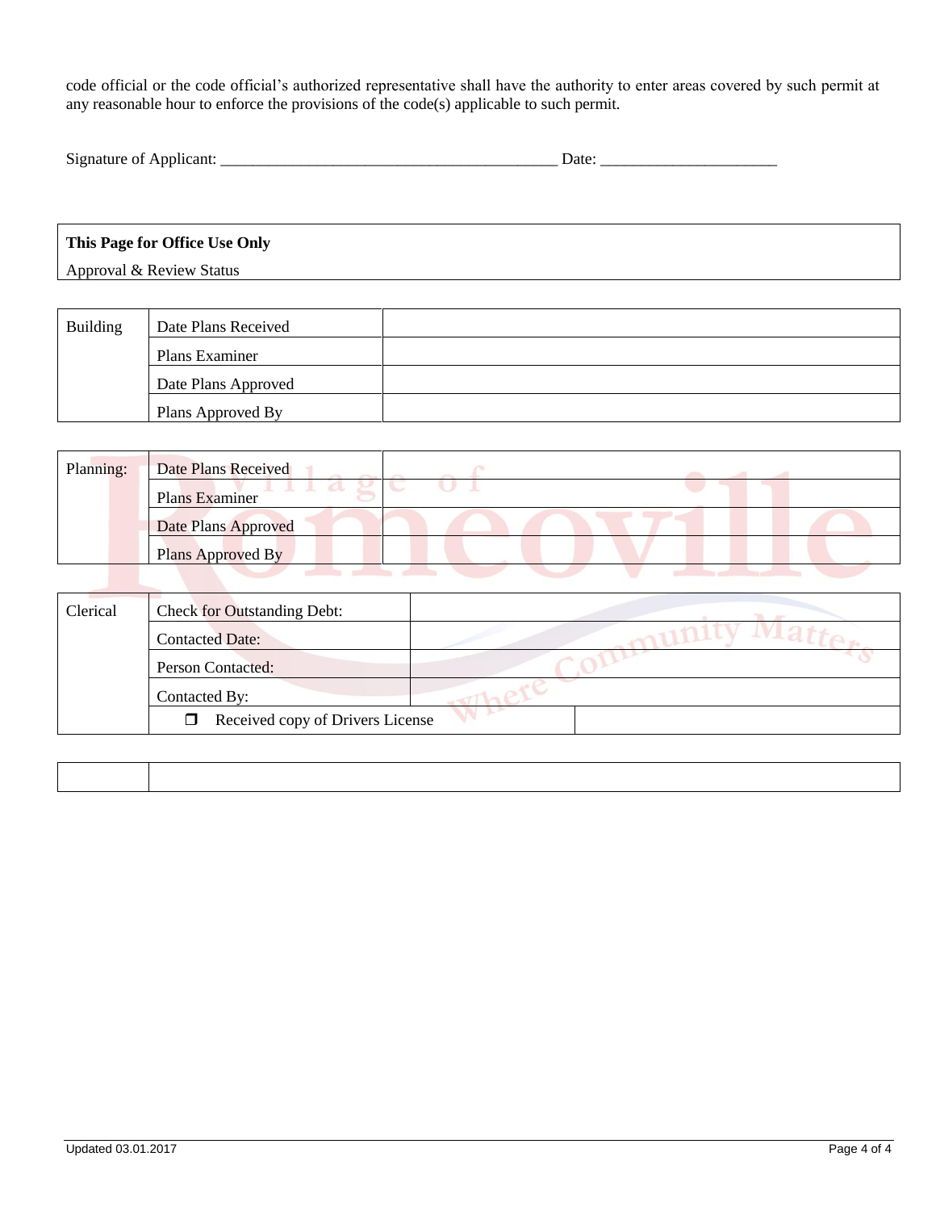code official or the code official's authorized representative shall have the authority to enter areas covered by such permit at any reasonable hour to enforce the provisions of the code(s) applicable to such permit.

Signature of Applicant: ___________________________________________ Date: ______________________

| |
|---|
| **This Page for Office Use Only** |
| Approval & Review Status |

| | | |
|---|---|---|
| Building | Date Plans Received | |
| | Plans Examiner | |
| | Date Plans Approved | |
| | Plans Approved By | |

| | | |
|---|---|---|
| Planning: | Date Plans Received | |
| | Plans Examiner | |
| | Date Plans Approved | |
| | Plans Approved By | |

| | | |
|---|---|---|
| Clerical | Check for Outstanding Debt: | |
| | Contacted Date: | |
| | Person Contacted: | |
| | Contacted By: | |
| | ❒ Received copy of Drivers License | |

| | |
|---|---|
| | |

Updated 03.01.2017